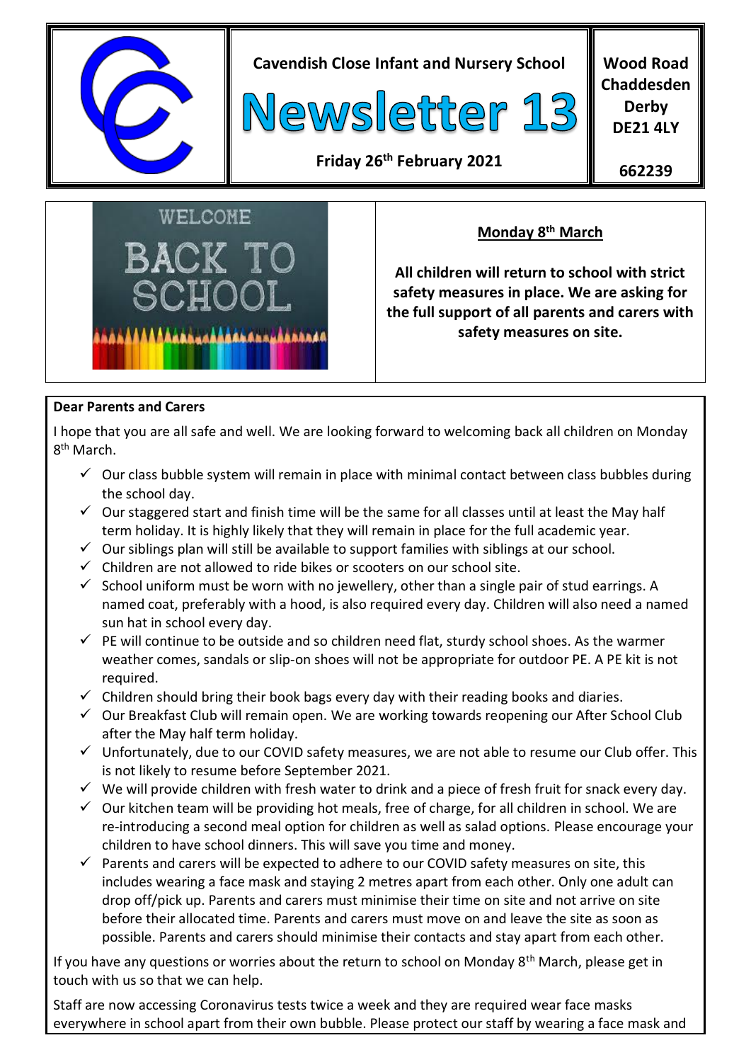Cavendish Close Infant and Nursery School

# Newsletter 13

**Friday 26th February 2021**

**Wood Road Chaddesden Derby DE21 4LY**

**662239**

## Monday 8th March

**All children will return to school with strict safety measures in place. We are asking for the full support of all parents and carers with safety measures on site.**

**Dear Parents and Carers**

I hope that you are all safe and well. We are looking forward to welcoming back all children on Monday 8th March.

- ✓ Our class bubble system will remain in place with minimal contact between class bubbles during the school day.
- ✓ Our staggered start and finish time will be the same for all classes until at least the May half term holiday. It is highly likely that they will remain in place for the full academic year.
- ✓ Our siblings plan will still be available to support families with siblings at our school.
- ✓ Children are not allowed to ride bikes or scooters on our school site.
- ✓ School uniform must be worn with no jewellery, other than a single pair of stud earrings. A named coat, preferably with a hood, is also required every day. Children will also need a named sun hat in school every day.
- ✓ PE will continue to be outside and so children need flat, sturdy school shoes. As the warmer weather comes, sandals or slip-on shoes will not be appropriate for outdoor PE. A PE kit is not required.
- ✓ Children should bring their book bags every day with their reading books and diaries.
- ✓ Our Breakfast Club will remain open. We are working towards reopening our After School Club after the May half term holiday.
- ✓ Unfortunately, due to our COVID safety measures, we are not able to resume our Club offer. This is not likely to resume before September 2021.
- ✓ We will provide children with fresh water to drink and a piece of fresh fruit for snack every day.
- ✓ Our kitchen team will be providing hot meals, free of charge, for all children in school. We are re-introducing a second meal option for children as well as salad options. Please encourage your children to have school dinners. This will save you time and money.
- ✓ Parents and carers will be expected to adhere to our COVID safety measures on site, this includes wearing a face mask and staying 2 metres apart from each other. Only one adult can drop off/pick up. Parents and carers must minimise their time on site and not arrive on site before their allocated time. Parents and carers must move on and leave the site as soon as possible. Parents and carers should minimise their contacts and stay apart from each other.

If you have any questions or worries about the return to school on Monday 8th March, please get in touch with us so that we can help.

Staff are now accessing Coronavirus tests twice a week and they are required wear face masks everywhere in school apart from their own bubble. Please protect our staff by wearing a face mask and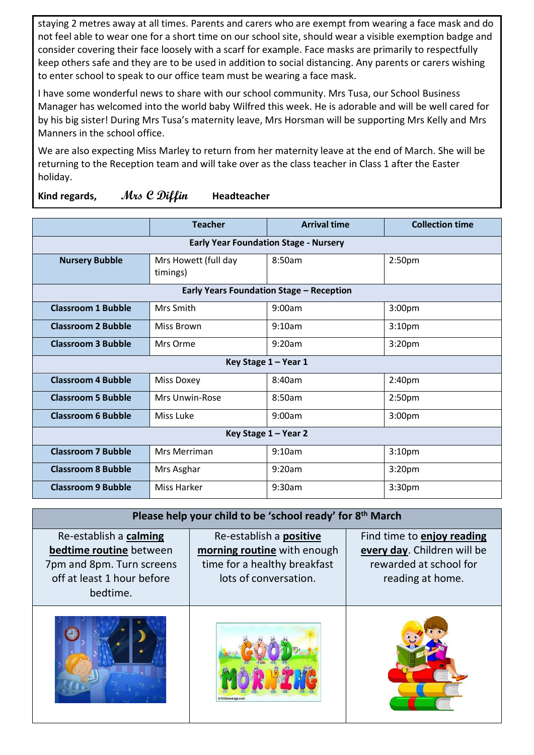staying 2 metres away at all times. Parents and carers who are exempt from wearing a face mask and do not feel able to wear one for a short time on our school site, should wear a visible exemption badge and consider covering their face loosely with a scarf for example. Face masks are primarily to respectfully keep others safe and they are to be used in addition to social distancing. Any parents or carers wishing to enter school to speak to our office team must be wearing a face mask.

I have some wonderful news to share with our school community. Mrs Tusa, our School Business Manager has welcomed into the world baby Wilfred this week. He is adorable and will be well cared for by his big sister! During Mrs Tusa's maternity leave, Mrs Horsman will be supporting Mrs Kelly and Mrs Manners in the school office.

We are also expecting Miss Marley to return from her maternity leave at the end of March. She will be returning to the Reception team and will take over as the class teacher in Class 1 after the Easter holiday.

**Kind regards,** *Mrs C Diffin* **Headteacher**

| | Teacher | Arrival time | Collection time |
|---|---|---|---|
| **Early Year Foundation Stage - Nursery** | | | |
| **Nursery Bubble** | Mrs Howett (full day timings) | 8:50am | 2:50pm |
| **Early Years Foundation Stage – Reception** | | | |
| **Classroom 1 Bubble** | Mrs Smith | 9:00am | 3:00pm |
| **Classroom 2 Bubble** | Miss Brown | 9:10am | 3:10pm |
| **Classroom 3 Bubble** | Mrs Orme | 9:20am | 3:20pm |
| **Key Stage 1 – Year 1** | | | |
| **Classroom 4 Bubble** | Miss Doxey | 8:40am | 2:40pm |
| **Classroom 5 Bubble** | Mrs Unwin-Rose | 8:50am | 2:50pm |
| **Classroom 6 Bubble** | Miss Luke | 9:00am | 3:00pm |
| **Key Stage 1 – Year 2** | | | |
| **Classroom 7 Bubble** | Mrs Merriman | 9:10am | 3:10pm |
| **Classroom 8 Bubble** | Mrs Asghar | 9:20am | 3:20pm |
| **Classroom 9 Bubble** | Miss Harker | 9:30am | 3:30pm |

| Please help your child to be 'school ready' for 8th March | | |
|---|---|---|
| Re-establish a **calming bedtime routine** between 7pm and 8pm. Turn screens off at least 1 hour before bedtime. | Re-establish a **positive morning routine** with enough time for a healthy breakfast lots of conversation. | Find time to **enjoy reading every day**. Children will be rewarded at school for reading at home. |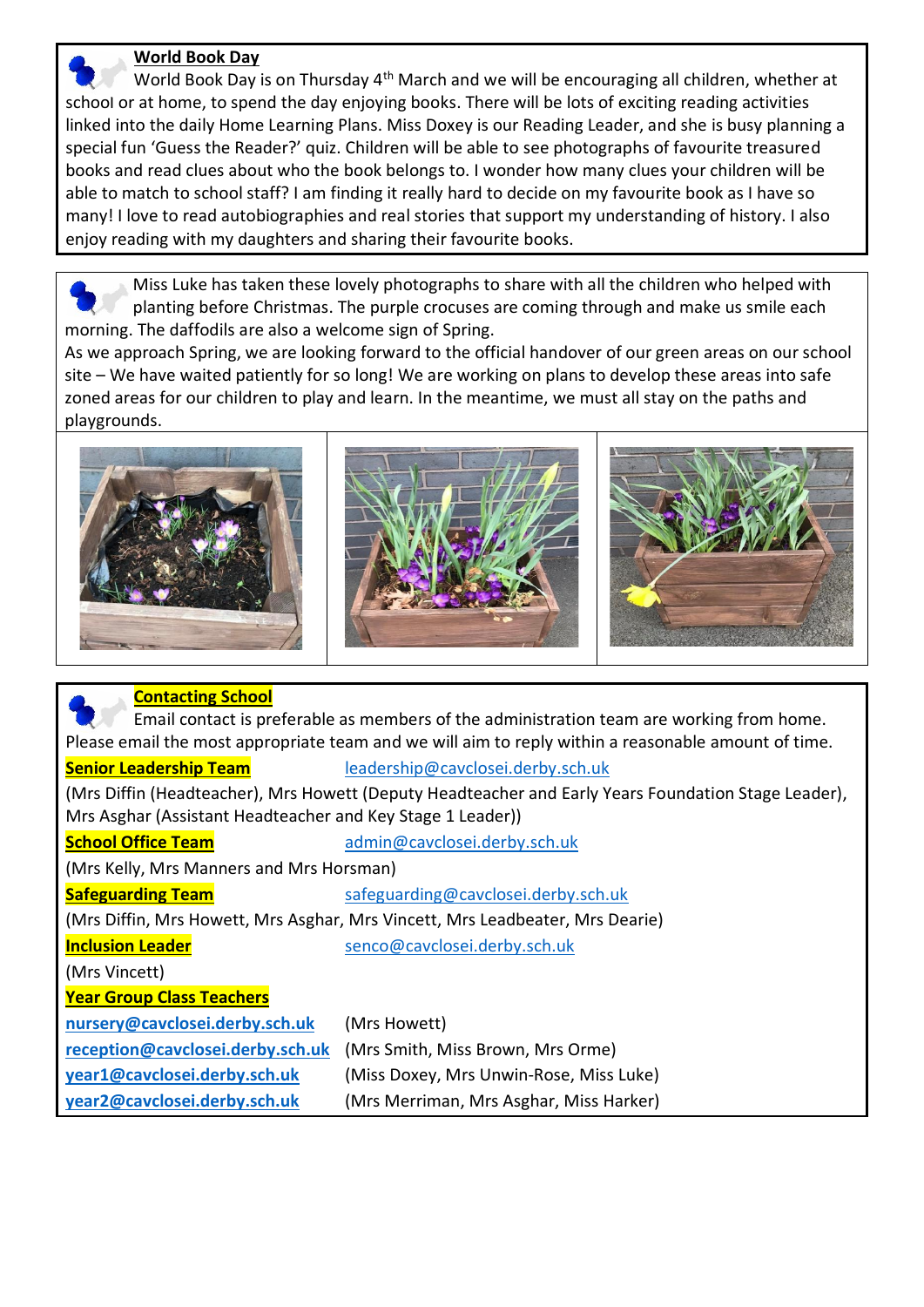## World Book Day

World Book Day is on Thursday 4th March and we will be encouraging all children, whether at school or at home, to spend the day enjoying books. There will be lots of exciting reading activities linked into the daily Home Learning Plans. Miss Doxey is our Reading Leader, and she is busy planning a special fun 'Guess the Reader?' quiz. Children will be able to see photographs of favourite treasured books and read clues about who the book belongs to. I wonder how many clues your children will be able to match to school staff? I am finding it really hard to decide on my favourite book as I have so many! I love to read autobiographies and real stories that support my understanding of history. I also enjoy reading with my daughters and sharing their favourite books.

Miss Luke has taken these lovely photographs to share with all the children who helped with planting before Christmas. The purple crocuses are coming through and make us smile each morning. The daffodils are also a welcome sign of Spring.

As we approach Spring, we are looking forward to the official handover of our green areas on our school site – We have waited patiently for so long! We are working on plans to develop these areas into safe zoned areas for our children to play and learn. In the meantime, we must all stay on the paths and playgrounds.

## Contacting School

Email contact is preferable as members of the administration team are working from home. Please email the most appropriate team and we will aim to reply within a reasonable amount of time.

**Senior Leadership Team** leadership@cavclosei.derby.sch.uk

(Mrs Diffin (Headteacher), Mrs Howett (Deputy Headteacher and Early Years Foundation Stage Leader), Mrs Asghar (Assistant Headteacher and Key Stage 1 Leader))

**School Office Team** admin@cavclosei.derby.sch.uk

(Mrs Kelly, Mrs Manners and Mrs Horsman)

**Safeguarding Team** safeguarding@cavclosei.derby.sch.uk

(Mrs Diffin, Mrs Howett, Mrs Asghar, Mrs Vincett, Mrs Leadbeater, Mrs Dearie)

**Inclusion Leader** senco@cavclosei.derby.sch.uk

(Mrs Vincett)

**Year Group Class Teachers**

| | |
|---|---|
| **nursery@cavclosei.derby.sch.uk** | (Mrs Howett) |
| **reception@cavclosei.derby.sch.uk** | (Mrs Smith, Miss Brown, Mrs Orme) |
| **year1@cavclosei.derby.sch.uk** | (Miss Doxey, Mrs Unwin-Rose, Miss Luke) |
| **year2@cavclosei.derby.sch.uk** | (Mrs Merriman, Mrs Asghar, Miss Harker) |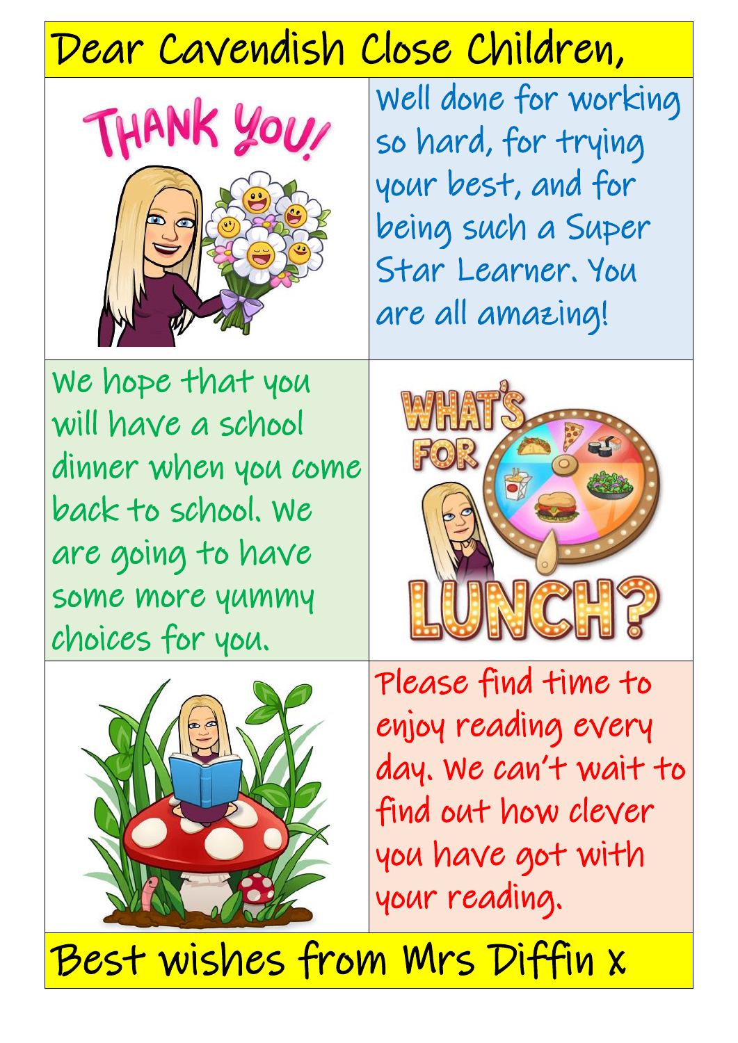Dear Cavendish Close Children,

Well done for working so hard, for trying your best, and for being such a Super Star Learner. You are all amazing!

We hope that you will have a school dinner when you come back to school. We are going to have some more yummy choices for you.

Please find time to enjoy reading every day. We can't wait to find out how clever you have got with your reading.

Best wishes from Mrs Diffin x